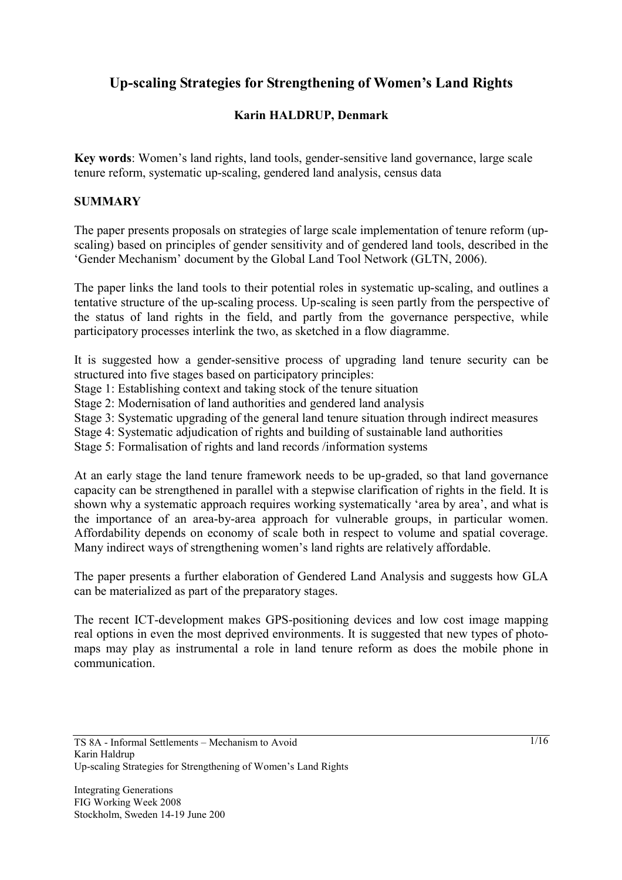# Up-scaling Strategies for Strengthening of Women's Land Rights

**Karin HALDRUP, Denmark**

**Key words**: Women's land rights, land tools, gender-sensitive land governance, large scale tenure reform, systematic up-scaling, gendered land analysis, census data

## SUMMARY

The paper presents proposals on strategies of large scale implementation of tenure reform (up-scaling) based on principles of gender sensitivity and of gendered land tools, described in the 'Gender Mechanism' document by the Global Land Tool Network (GLTN, 2006).

The paper links the land tools to their potential roles in systematic up-scaling, and outlines a tentative structure of the up-scaling process. Up-scaling is seen partly from the perspective of the status of land rights in the field, and partly from the governance perspective, while participatory processes interlink the two, as sketched in a flow diagramme.

It is suggested how a gender-sensitive process of upgrading land tenure security can be structured into five stages based on participatory principles:

Stage 1: Establishing context and taking stock of the tenure situation
Stage 2: Modernisation of land authorities and gendered land analysis
Stage 3: Systematic upgrading of the general land tenure situation through indirect measures
Stage 4: Systematic adjudication of rights and building of sustainable land authorities
Stage 5: Formalisation of rights and land records /information systems

At an early stage the land tenure framework needs to be up-graded, so that land governance capacity can be strengthened in parallel with a stepwise clarification of rights in the field. It is shown why a systematic approach requires working systematically 'area by area', and what is the importance of an area-by-area approach for vulnerable groups, in particular women. Affordability depends on economy of scale both in respect to volume and spatial coverage. Many indirect ways of strengthening women's land rights are relatively affordable.

The paper presents a further elaboration of Gendered Land Analysis and suggests how GLA can be materialized as part of the preparatory stages.

The recent ICT-development makes GPS-positioning devices and low cost image mapping real options in even the most deprived environments. It is suggested that new types of photo-maps may play as instrumental a role in land tenure reform as does the mobile phone in communication.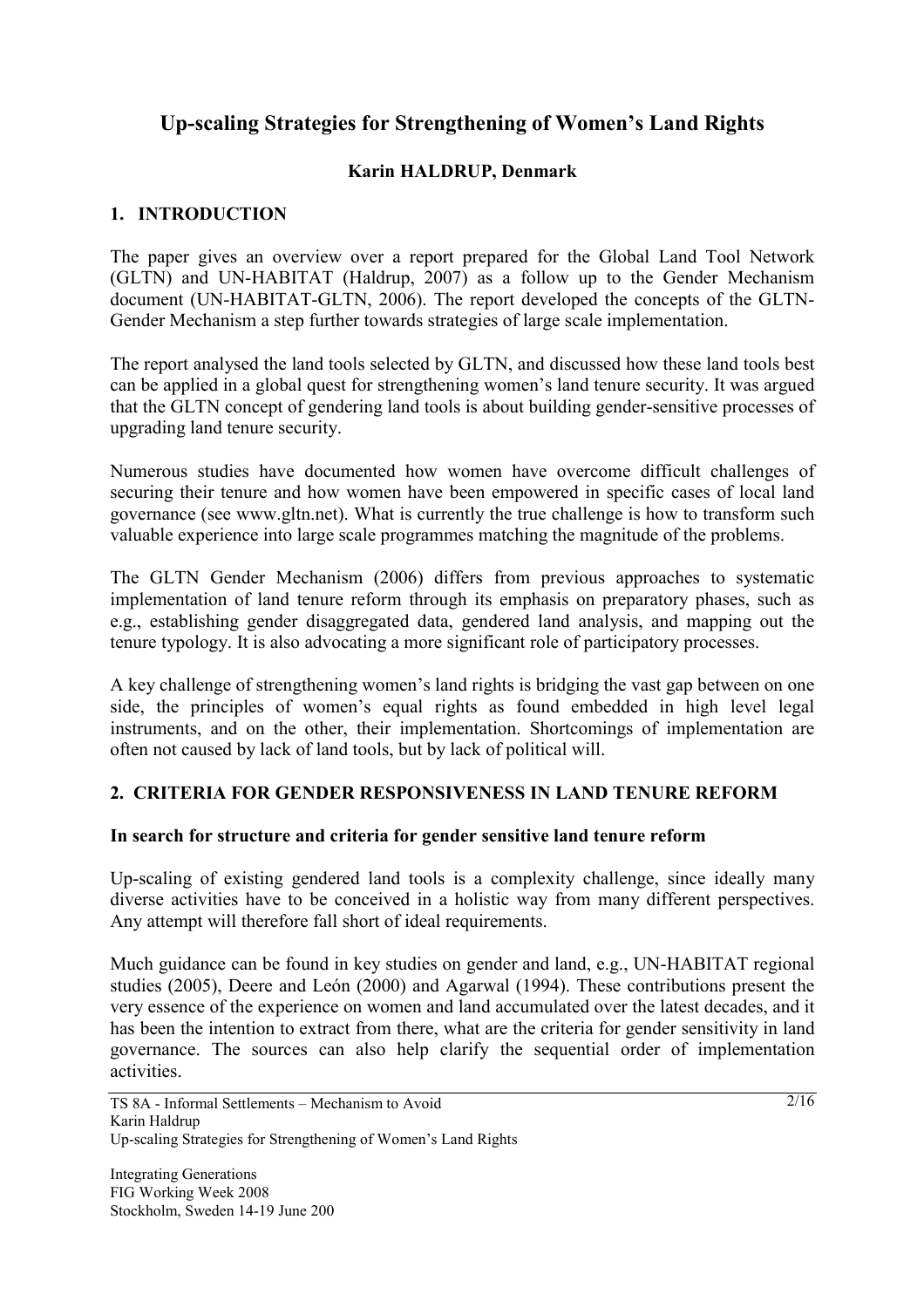# Up-scaling Strategies for Strengthening of Women's Land Rights

**Karin HALDRUP, Denmark**

## 1. INTRODUCTION

The paper gives an overview over a report prepared for the Global Land Tool Network (GLTN) and UN-HABITAT (Haldrup, 2007) as a follow up to the Gender Mechanism document (UN-HABITAT-GLTN, 2006). The report developed the concepts of the GLTN-Gender Mechanism a step further towards strategies of large scale implementation.

The report analysed the land tools selected by GLTN, and discussed how these land tools best can be applied in a global quest for strengthening women's land tenure security. It was argued that the GLTN concept of gendering land tools is about building gender-sensitive processes of upgrading land tenure security.

Numerous studies have documented how women have overcome difficult challenges of securing their tenure and how women have been empowered in specific cases of local land governance (see www.gltn.net). What is currently the true challenge is how to transform such valuable experience into large scale programmes matching the magnitude of the problems.

The GLTN Gender Mechanism (2006) differs from previous approaches to systematic implementation of land tenure reform through its emphasis on preparatory phases, such as e.g., establishing gender disaggregated data, gendered land analysis, and mapping out the tenure typology. It is also advocating a more significant role of participatory processes.

A key challenge of strengthening women's land rights is bridging the vast gap between on one side, the principles of women's equal rights as found embedded in high level legal instruments, and on the other, their implementation. Shortcomings of implementation are often not caused by lack of land tools, but by lack of political will.

## 2. CRITERIA FOR GENDER RESPONSIVENESS IN LAND TENURE REFORM

### In search for structure and criteria for gender sensitive land tenure reform

Up-scaling of existing gendered land tools is a complexity challenge, since ideally many diverse activities have to be conceived in a holistic way from many different perspectives. Any attempt will therefore fall short of ideal requirements.

Much guidance can be found in key studies on gender and land, e.g., UN-HABITAT regional studies (2005), Deere and León (2000) and Agarwal (1994). These contributions present the very essence of the experience on women and land accumulated over the latest decades, and it has been the intention to extract from there, what are the criteria for gender sensitivity in land governance. The sources can also help clarify the sequential order of implementation activities.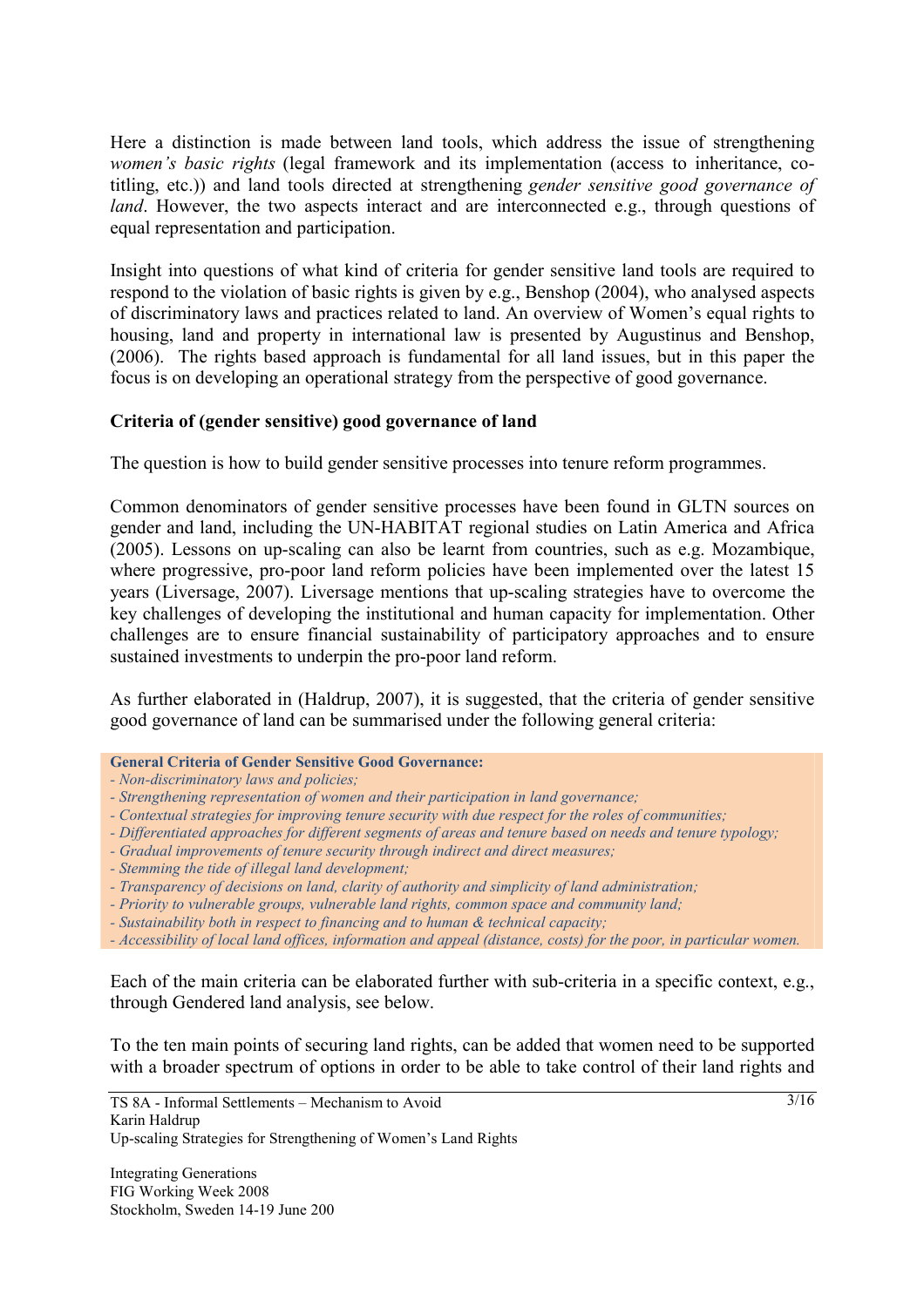Here a distinction is made between land tools, which address the issue of strengthening *women's basic rights* (legal framework and its implementation (access to inheritance, co-titling, etc.)) and land tools directed at strengthening *gender sensitive good governance of land*. However, the two aspects interact and are interconnected e.g., through questions of equal representation and participation.

Insight into questions of what kind of criteria for gender sensitive land tools are required to respond to the violation of basic rights is given by e.g., Benshop (2004), who analysed aspects of discriminatory laws and practices related to land. An overview of Women's equal rights to housing, land and property in international law is presented by Augustinus and Benshop, (2006). The rights based approach is fundamental for all land issues, but in this paper the focus is on developing an operational strategy from the perspective of good governance.

**Criteria of (gender sensitive) good governance of land**

The question is how to build gender sensitive processes into tenure reform programmes.

Common denominators of gender sensitive processes have been found in GLTN sources on gender and land, including the UN-HABITAT regional studies on Latin America and Africa (2005). Lessons on up-scaling can also be learnt from countries, such as e.g. Mozambique, where progressive, pro-poor land reform policies have been implemented over the latest 15 years (Liversage, 2007). Liversage mentions that up-scaling strategies have to overcome the key challenges of developing the institutional and human capacity for implementation. Other challenges are to ensure financial sustainability of participatory approaches and to ensure sustained investments to underpin the pro-poor land reform.

As further elaborated in (Haldrup, 2007), it is suggested, that the criteria of gender sensitive good governance of land can be summarised under the following general criteria:

**General Criteria of Gender Sensitive Good Governance:**

- *Non-discriminatory laws and policies;*
- *Strengthening representation of women and their participation in land governance;*
- *Contextual strategies for improving tenure security with due respect for the roles of communities;*
- *Differentiated approaches for different segments of areas and tenure based on needs and tenure typology;*
- *Gradual improvements of tenure security through indirect and direct measures;*
- *Stemming the tide of illegal land development;*
- *Transparency of decisions on land, clarity of authority and simplicity of land administration;*
- *Priority to vulnerable groups, vulnerable land rights, common space and community land;*
- *Sustainability both in respect to financing and to human & technical capacity;*
- *Accessibility of local land offices, information and appeal (distance, costs) for the poor, in particular women.*

Each of the main criteria can be elaborated further with sub-criteria in a specific context, e.g., through Gendered land analysis, see below.

To the ten main points of securing land rights, can be added that women need to be supported with a broader spectrum of options in order to be able to take control of their land rights and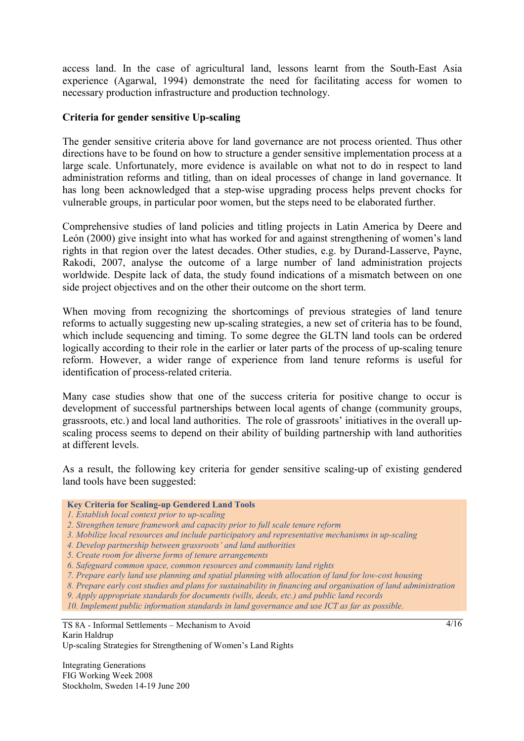access land. In the case of agricultural land, lessons learnt from the South-East Asia experience (Agarwal, 1994) demonstrate the need for facilitating access for women to necessary production infrastructure and production technology.

**Criteria for gender sensitive Up-scaling**

The gender sensitive criteria above for land governance are not process oriented. Thus other directions have to be found on how to structure a gender sensitive implementation process at a large scale. Unfortunately, more evidence is available on what not to do in respect to land administration reforms and titling, than on ideal processes of change in land governance. It has long been acknowledged that a step-wise upgrading process helps prevent chocks for vulnerable groups, in particular poor women, but the steps need to be elaborated further.

Comprehensive studies of land policies and titling projects in Latin America by Deere and León (2000) give insight into what has worked for and against strengthening of women's land rights in that region over the latest decades. Other studies, e.g. by Durand-Lasserve, Payne, Rakodi, 2007, analyse the outcome of a large number of land administration projects worldwide. Despite lack of data, the study found indications of a mismatch between on one side project objectives and on the other their outcome on the short term.

When moving from recognizing the shortcomings of previous strategies of land tenure reforms to actually suggesting new up-scaling strategies, a new set of criteria has to be found, which include sequencing and timing. To some degree the GLTN land tools can be ordered logically according to their role in the earlier or later parts of the process of up-scaling tenure reform. However, a wider range of experience from land tenure reforms is useful for identification of process-related criteria.

Many case studies show that one of the success criteria for positive change to occur is development of successful partnerships between local agents of change (community groups, grassroots, etc.) and local land authorities. The role of grassroots' initiatives in the overall up-scaling process seems to depend on their ability of building partnership with land authorities at different levels.

As a result, the following key criteria for gender sensitive scaling-up of existing gendered land tools have been suggested:

**Key Criteria for Scaling-up Gendered Land Tools**

*1. Establish local context prior to up-scaling*
*2. Strengthen tenure framework and capacity prior to full scale tenure reform*
*3. Mobilize local resources and include participatory and representative mechanisms in up-scaling*
*4. Develop partnership between grassroots' and land authorities*
*5. Create room for diverse forms of tenure arrangements*
*6. Safeguard common space, common resources and community land rights*
*7. Prepare early land use planning and spatial planning with allocation of land for low-cost housing*
*8. Prepare early cost studies and plans for sustainability in financing and organisation of land administration*
*9. Apply appropriate standards for documents (wills, deeds, etc.) and public land records*
*10. Implement public information standards in land governance and use ICT as far as possible.*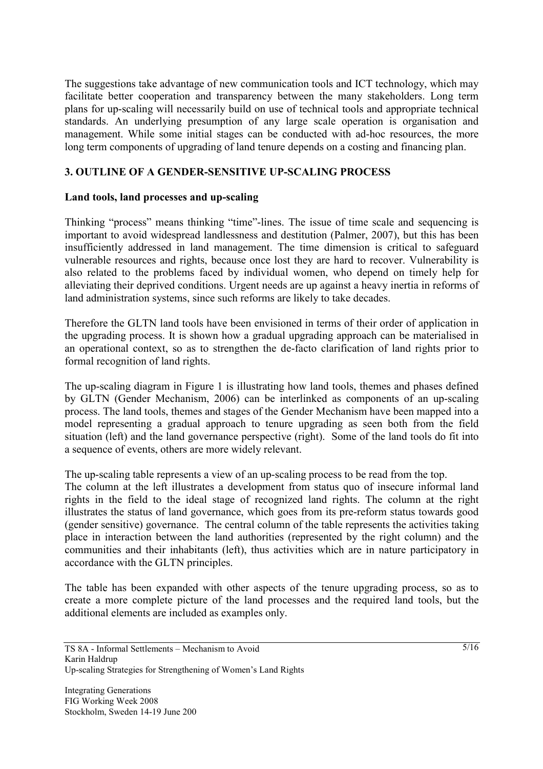The suggestions take advantage of new communication tools and ICT technology, which may facilitate better cooperation and transparency between the many stakeholders. Long term plans for up-scaling will necessarily build on use of technical tools and appropriate technical standards. An underlying presumption of any large scale operation is organisation and management. While some initial stages can be conducted with ad-hoc resources, the more long term components of upgrading of land tenure depends on a costing and financing plan.

## 3. OUTLINE OF A GENDER-SENSITIVE UP-SCALING PROCESS

### Land tools, land processes and up-scaling

Thinking "process" means thinking "time"-lines. The issue of time scale and sequencing is important to avoid widespread landlessness and destitution (Palmer, 2007), but this has been insufficiently addressed in land management. The time dimension is critical to safeguard vulnerable resources and rights, because once lost they are hard to recover. Vulnerability is also related to the problems faced by individual women, who depend on timely help for alleviating their deprived conditions. Urgent needs are up against a heavy inertia in reforms of land administration systems, since such reforms are likely to take decades.

Therefore the GLTN land tools have been envisioned in terms of their order of application in the upgrading process. It is shown how a gradual upgrading approach can be materialised in an operational context, so as to strengthen the de-facto clarification of land rights prior to formal recognition of land rights.

The up-scaling diagram in Figure 1 is illustrating how land tools, themes and phases defined by GLTN (Gender Mechanism, 2006) can be interlinked as components of an up-scaling process. The land tools, themes and stages of the Gender Mechanism have been mapped into a model representing a gradual approach to tenure upgrading as seen both from the field situation (left) and the land governance perspective (right). Some of the land tools do fit into a sequence of events, others are more widely relevant.

The up-scaling table represents a view of an up-scaling process to be read from the top. The column at the left illustrates a development from status quo of insecure informal land rights in the field to the ideal stage of recognized land rights. The column at the right illustrates the status of land governance, which goes from its pre-reform status towards good (gender sensitive) governance. The central column of the table represents the activities taking place in interaction between the land authorities (represented by the right column) and the communities and their inhabitants (left), thus activities which are in nature participatory in accordance with the GLTN principles.

The table has been expanded with other aspects of the tenure upgrading process, so as to create a more complete picture of the land processes and the required land tools, but the additional elements are included as examples only.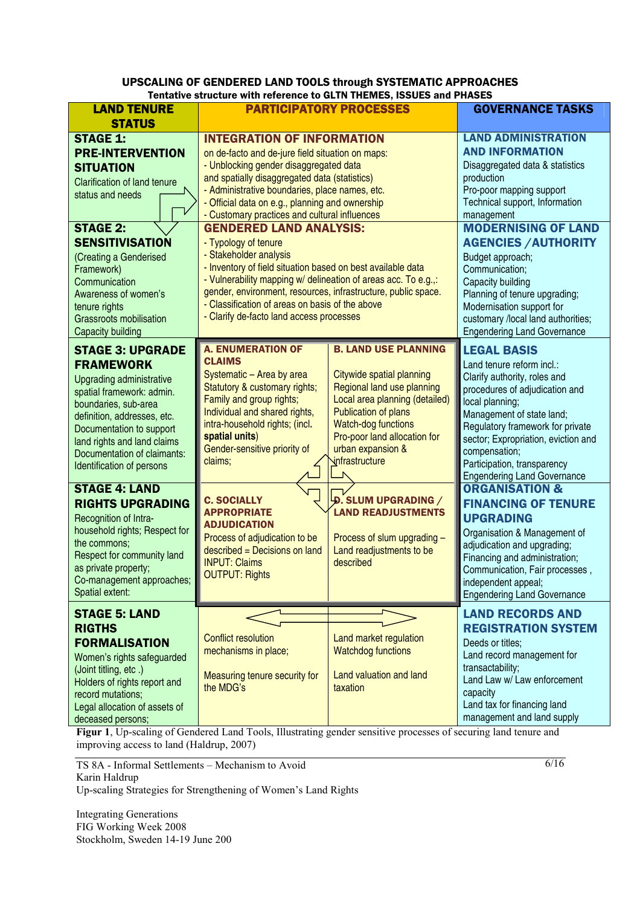**UPSCALING OF GENDERED LAND TOOLS through SYSTEMATIC APPROACHES**
**Tentative structure with reference to GLTN THEMES, ISSUES and PHASES**

| LAND TENURE STATUS | PARTICIPATORY PROCESSES | | GOVERNANCE TASKS |
|---|---|---|---|
| **STAGE 1: PRE-INTERVENTION SITUATION** Clarification of land tenure status and needs | **INTEGRATION OF INFORMATION** on de-facto and de-jure field situation on maps: - Unblocking gender disaggregated data and spatially disaggregated data (statistics) - Administrative boundaries, place names, etc. - Official data on e.g., planning and ownership - Customary practices and cultural influences | | **LAND ADMINISTRATION AND INFORMATION** Disaggregated data & statistics production Pro-poor mapping support Technical support, Information management |
| **STAGE 2: SENSITIVISATION** (Creating a Genderised Framework) Communication Awareness of women's tenure rights Grassroots mobilisation Capacity building | **GENDERED LAND ANALYSIS:** - Typology of tenure - Stakeholder analysis - Inventory of field situation based on best available data - Vulnerability mapping w/ delineation of areas acc. To e.g.,: gender, environment, resources, infrastructure, public space. - Classification of areas on basis of the above - Clarify de-facto land access processes | | **MODERNISING OF LAND AGENCIES /AUTHORITY** Budget approach; Communication; Capacity building Planning of tenure upgrading; Modernisation support for customary /local land authorities; Engendering Land Governance |
| **STAGE 3: UPGRADE FRAMEWORK** Upgrading administrative spatial framework: admin. boundaries, sub-area definition, addresses, etc. Documentation to support land rights and land claims Documentation of claimants: Identification of persons | **A. ENUMERATION OF CLAIMS** Systematic – Area by area Statutory & customary rights; Family and group rights; Individual and shared rights, intra-household rights; (incl. **spatial units**) Gender-sensitive priority of claims; | **B. LAND USE PLANNING** Citywide spatial planning Regional land use planning Local area planning (detailed) Publication of plans Watch-dog functions Pro-poor land allocation for urban expansion & infrastructure | **LEGAL BASIS** Land tenure reform incl.: Clarify authority, roles and procedures of adjudication and local planning; Management of state land; Regulatory framework for private sector; Expropriation, eviction and compensation; Participation, transparency Engendering Land Governance |
| **STAGE 4: LAND RIGHTS UPGRADING** Recognition of Intra-household rights; Respect for the commons; Respect for community land as private property; Co-management approaches; Spatial extent: | **C. SOCIALLY APPROPRIATE ADJUDICATION** Process of adjudication to be described = Decisions on land INPUT: Claims OUTPUT: Rights | **D. SLUM UPGRADING / LAND READJUSTMENTS** Process of slum upgrading – Land readjustments to be described | **ORGANISATION & FINANCING OF TENURE UPGRADING** Organisation & Management of adjudication and upgrading; Financing and administration; Communication, Fair processes , independent appeal; Engendering Land Governance |
| **STAGE 5: LAND RIGTHS FORMALISATION** Women's rights safeguarded (Joint titling, etc .) Holders of rights report and record mutations; Legal allocation of assets of deceased persons; | Conflict resolution mechanisms in place; Measuring tenure security for the MDG's | Land market regulation Watchdog functions Land valuation and land taxation | **LAND RECORDS AND REGISTRATION SYSTEM** Deeds or titles; Land record management for transactability; Land Law w/ Law enforcement capacity Land tax for financing land management and land supply |

**Figur 1**, Up-scaling of Gendered Land Tools, Illustrating gender sensitive processes of securing land tenure and improving access to land (Haldrup, 2007)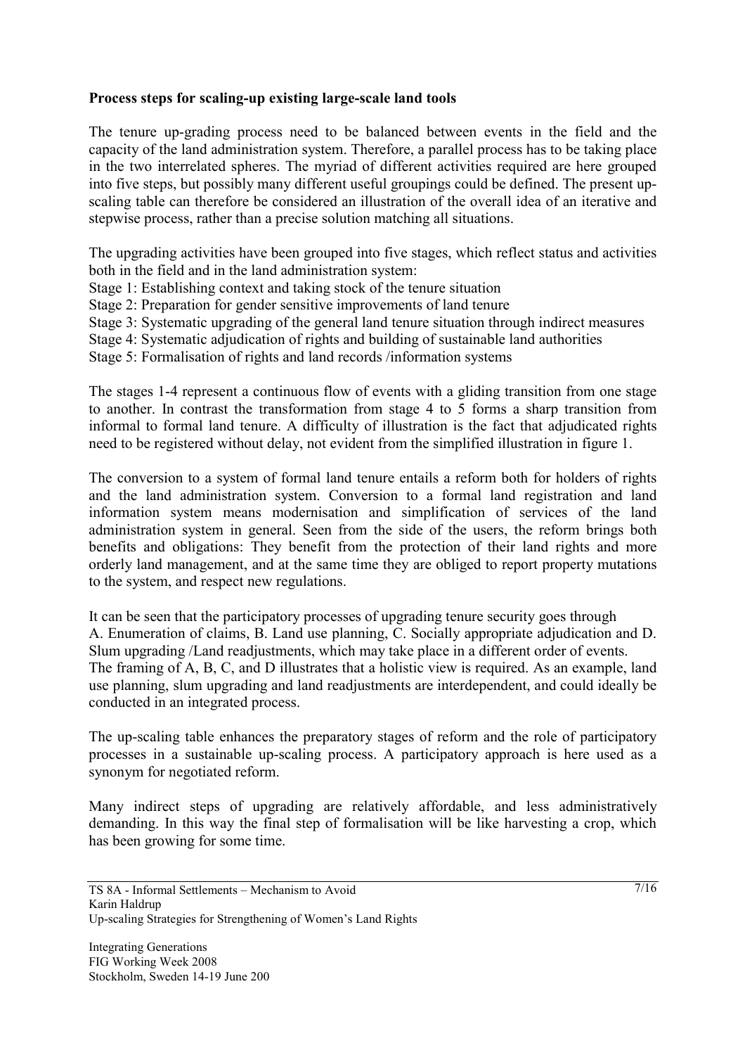**Process steps for scaling-up existing large-scale land tools**

The tenure up-grading process need to be balanced between events in the field and the capacity of the land administration system. Therefore, a parallel process has to be taking place in the two interrelated spheres. The myriad of different activities required are here grouped into five steps, but possibly many different useful groupings could be defined. The present up-scaling table can therefore be considered an illustration of the overall idea of an iterative and stepwise process, rather than a precise solution matching all situations.

The upgrading activities have been grouped into five stages, which reflect status and activities both in the field and in the land administration system:

Stage 1: Establishing context and taking stock of the tenure situation
Stage 2: Preparation for gender sensitive improvements of land tenure
Stage 3: Systematic upgrading of the general land tenure situation through indirect measures
Stage 4: Systematic adjudication of rights and building of sustainable land authorities
Stage 5: Formalisation of rights and land records /information systems

The stages 1-4 represent a continuous flow of events with a gliding transition from one stage to another. In contrast the transformation from stage 4 to 5 forms a sharp transition from informal to formal land tenure. A difficulty of illustration is the fact that adjudicated rights need to be registered without delay, not evident from the simplified illustration in figure 1.

The conversion to a system of formal land tenure entails a reform both for holders of rights and the land administration system. Conversion to a formal land registration and land information system means modernisation and simplification of services of the land administration system in general. Seen from the side of the users, the reform brings both benefits and obligations: They benefit from the protection of their land rights and more orderly land management, and at the same time they are obliged to report property mutations to the system, and respect new regulations.

It can be seen that the participatory processes of upgrading tenure security goes through A. Enumeration of claims, B. Land use planning, C. Socially appropriate adjudication and D. Slum upgrading /Land readjustments, which may take place in a different order of events. The framing of A, B, C, and D illustrates that a holistic view is required. As an example, land use planning, slum upgrading and land readjustments are interdependent, and could ideally be conducted in an integrated process.

The up-scaling table enhances the preparatory stages of reform and the role of participatory processes in a sustainable up-scaling process. A participatory approach is here used as a synonym for negotiated reform.

Many indirect steps of upgrading are relatively affordable, and less administratively demanding. In this way the final step of formalisation will be like harvesting a crop, which has been growing for some time.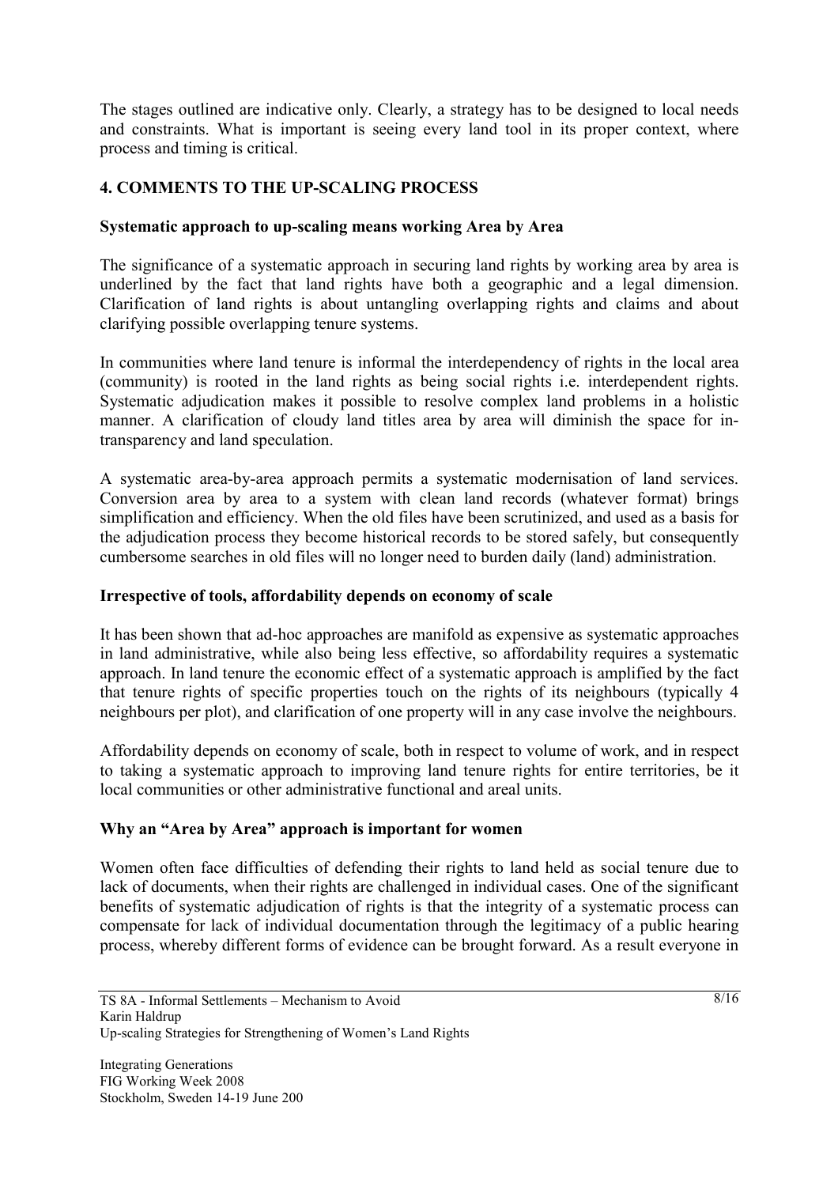The stages outlined are indicative only. Clearly, a strategy has to be designed to local needs and constraints. What is important is seeing every land tool in its proper context, where process and timing is critical.

## 4. COMMENTS TO THE UP-SCALING PROCESS

### Systematic approach to up-scaling means working Area by Area

The significance of a systematic approach in securing land rights by working area by area is underlined by the fact that land rights have both a geographic and a legal dimension. Clarification of land rights is about untangling overlapping rights and claims and about clarifying possible overlapping tenure systems.

In communities where land tenure is informal the interdependency of rights in the local area (community) is rooted in the land rights as being social rights i.e. interdependent rights. Systematic adjudication makes it possible to resolve complex land problems in a holistic manner. A clarification of cloudy land titles area by area will diminish the space for in-transparency and land speculation.

A systematic area-by-area approach permits a systematic modernisation of land services. Conversion area by area to a system with clean land records (whatever format) brings simplification and efficiency. When the old files have been scrutinized, and used as a basis for the adjudication process they become historical records to be stored safely, but consequently cumbersome searches in old files will no longer need to burden daily (land) administration.

### Irrespective of tools, affordability depends on economy of scale

It has been shown that ad-hoc approaches are manifold as expensive as systematic approaches in land administrative, while also being less effective, so affordability requires a systematic approach. In land tenure the economic effect of a systematic approach is amplified by the fact that tenure rights of specific properties touch on the rights of its neighbours (typically 4 neighbours per plot), and clarification of one property will in any case involve the neighbours.

Affordability depends on economy of scale, both in respect to volume of work, and in respect to taking a systematic approach to improving land tenure rights for entire territories, be it local communities or other administrative functional and areal units.

### Why an "Area by Area" approach is important for women

Women often face difficulties of defending their rights to land held as social tenure due to lack of documents, when their rights are challenged in individual cases. One of the significant benefits of systematic adjudication of rights is that the integrity of a systematic process can compensate for lack of individual documentation through the legitimacy of a public hearing process, whereby different forms of evidence can be brought forward. As a result everyone in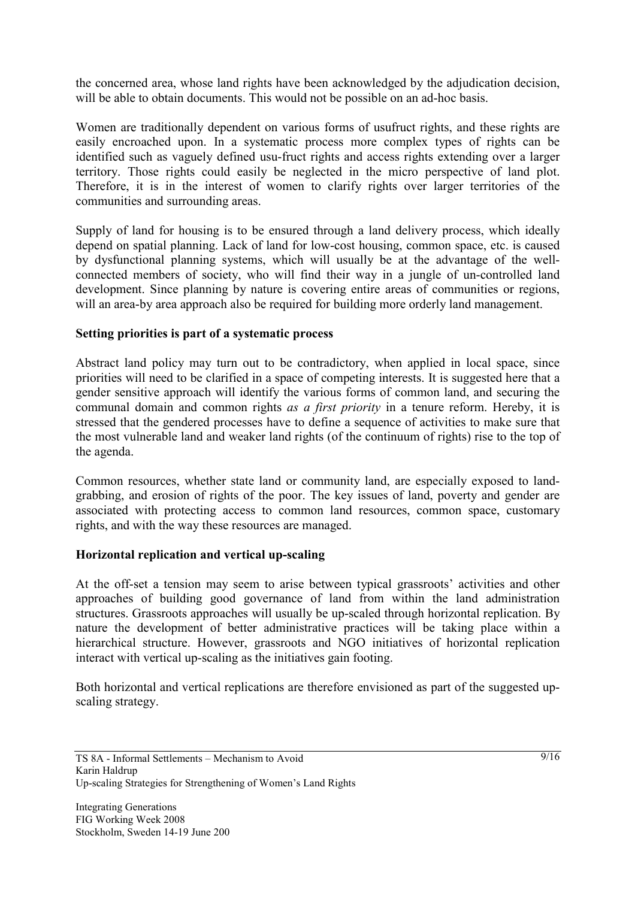the concerned area, whose land rights have been acknowledged by the adjudication decision, will be able to obtain documents. This would not be possible on an ad-hoc basis.

Women are traditionally dependent on various forms of usufruct rights, and these rights are easily encroached upon. In a systematic process more complex types of rights can be identified such as vaguely defined usu-fruct rights and access rights extending over a larger territory. Those rights could easily be neglected in the micro perspective of land plot. Therefore, it is in the interest of women to clarify rights over larger territories of the communities and surrounding areas.

Supply of land for housing is to be ensured through a land delivery process, which ideally depend on spatial planning. Lack of land for low-cost housing, common space, etc. is caused by dysfunctional planning systems, which will usually be at the advantage of the well-connected members of society, who will find their way in a jungle of un-controlled land development. Since planning by nature is covering entire areas of communities or regions, will an area-by area approach also be required for building more orderly land management.

**Setting priorities is part of a systematic process**

Abstract land policy may turn out to be contradictory, when applied in local space, since priorities will need to be clarified in a space of competing interests. It is suggested here that a gender sensitive approach will identify the various forms of common land, and securing the communal domain and common rights *as a first priority* in a tenure reform. Hereby, it is stressed that the gendered processes have to define a sequence of activities to make sure that the most vulnerable land and weaker land rights (of the continuum of rights) rise to the top of the agenda.

Common resources, whether state land or community land, are especially exposed to land-grabbing, and erosion of rights of the poor. The key issues of land, poverty and gender are associated with protecting access to common land resources, common space, customary rights, and with the way these resources are managed.

**Horizontal replication and vertical up-scaling**

At the off-set a tension may seem to arise between typical grassroots' activities and other approaches of building good governance of land from within the land administration structures. Grassroots approaches will usually be up-scaled through horizontal replication. By nature the development of better administrative practices will be taking place within a hierarchical structure. However, grassroots and NGO initiatives of horizontal replication interact with vertical up-scaling as the initiatives gain footing.

Both horizontal and vertical replications are therefore envisioned as part of the suggested up-scaling strategy.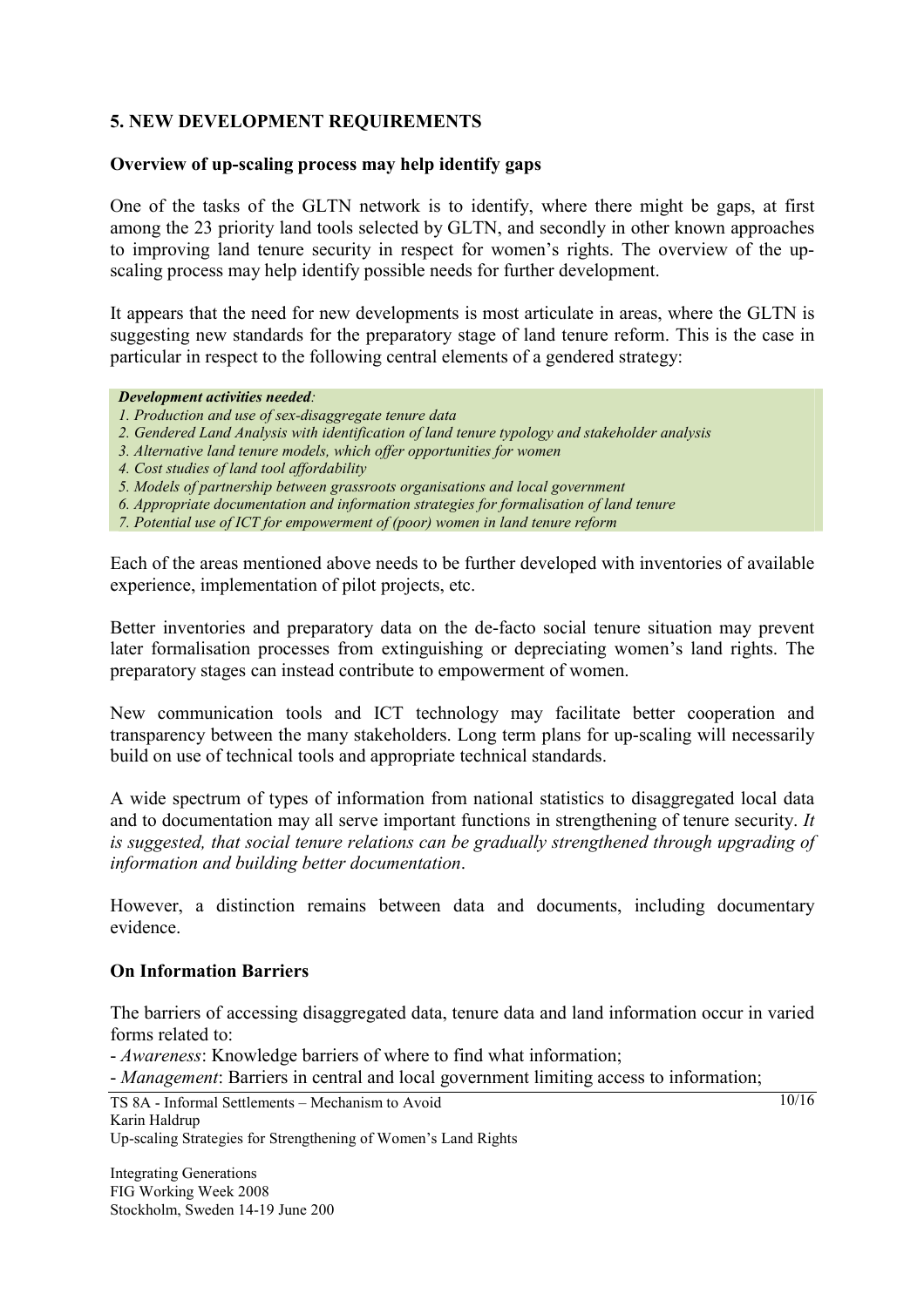## 5. NEW DEVELOPMENT REQUIREMENTS

### Overview of up-scaling process may help identify gaps

One of the tasks of the GLTN network is to identify, where there might be gaps, at first among the 23 priority land tools selected by GLTN, and secondly in other known approaches to improving land tenure security in respect for women's rights. The overview of the up-scaling process may help identify possible needs for further development.

It appears that the need for new developments is most articulate in areas, where the GLTN is suggesting new standards for the preparatory stage of land tenure reform. This is the case in particular in respect to the following central elements of a gendered strategy:

***Development activities needed**:*

*1. Production and use of sex-disaggregate tenure data*
*2. Gendered Land Analysis with identification of land tenure typology and stakeholder analysis*
*3. Alternative land tenure models, which offer opportunities for women*
*4. Cost studies of land tool affordability*
*5. Models of partnership between grassroots organisations and local government*
*6. Appropriate documentation and information strategies for formalisation of land tenure*
*7. Potential use of ICT for empowerment of (poor) women in land tenure reform*

Each of the areas mentioned above needs to be further developed with inventories of available experience, implementation of pilot projects, etc.

Better inventories and preparatory data on the de-facto social tenure situation may prevent later formalisation processes from extinguishing or depreciating women's land rights. The preparatory stages can instead contribute to empowerment of women.

New communication tools and ICT technology may facilitate better cooperation and transparency between the many stakeholders. Long term plans for up-scaling will necessarily build on use of technical tools and appropriate technical standards.

A wide spectrum of types of information from national statistics to disaggregated local data and to documentation may all serve important functions in strengthening of tenure security. *It is suggested, that social tenure relations can be gradually strengthened through upgrading of information and building better documentation*.

However, a distinction remains between data and documents, including documentary evidence.

### On Information Barriers

The barriers of accessing disaggregated data, tenure data and land information occur in varied forms related to:

- *Awareness*: Knowledge barriers of where to find what information;
- *Management*: Barriers in central and local government limiting access to information;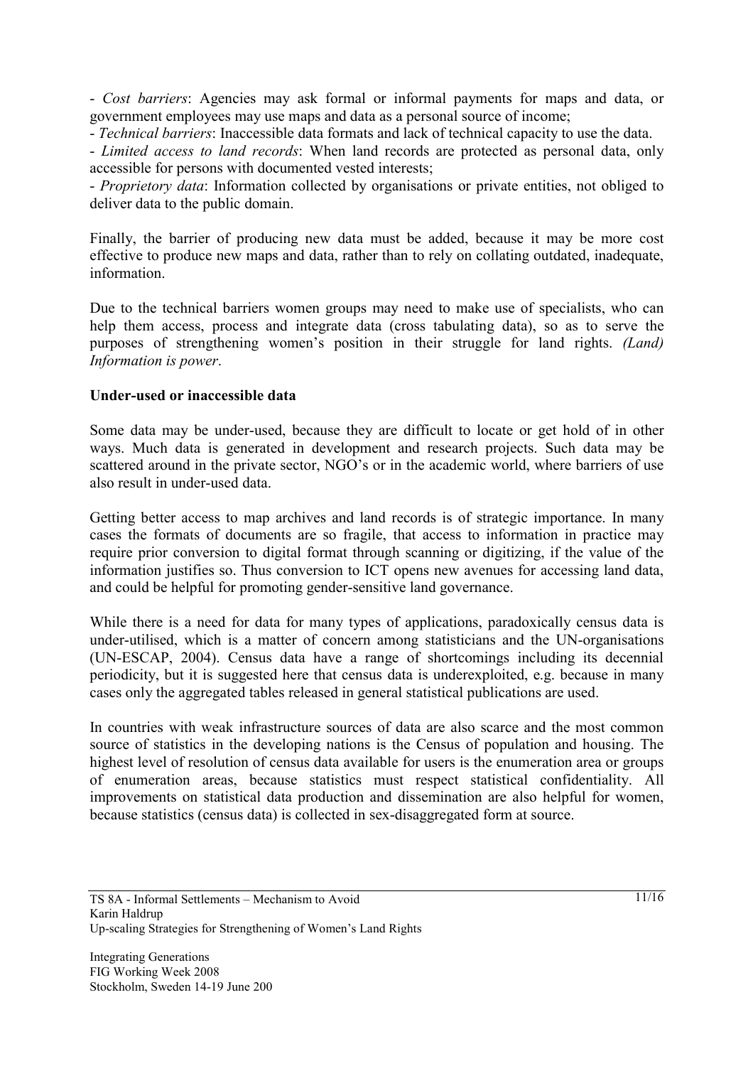- *Cost barriers*: Agencies may ask formal or informal payments for maps and data, or government employees may use maps and data as a personal source of income;
- *Technical barriers*: Inaccessible data formats and lack of technical capacity to use the data.
- *Limited access to land records*: When land records are protected as personal data, only accessible for persons with documented vested interests;
- *Proprietory data*: Information collected by organisations or private entities, not obliged to deliver data to the public domain.

Finally, the barrier of producing new data must be added, because it may be more cost effective to produce new maps and data, rather than to rely on collating outdated, inadequate, information.

Due to the technical barriers women groups may need to make use of specialists, who can help them access, process and integrate data (cross tabulating data), so as to serve the purposes of strengthening women's position in their struggle for land rights. *(Land) Information is power*.

**Under-used or inaccessible data**

Some data may be under-used, because they are difficult to locate or get hold of in other ways. Much data is generated in development and research projects. Such data may be scattered around in the private sector, NGO's or in the academic world, where barriers of use also result in under-used data.

Getting better access to map archives and land records is of strategic importance. In many cases the formats of documents are so fragile, that access to information in practice may require prior conversion to digital format through scanning or digitizing, if the value of the information justifies so. Thus conversion to ICT opens new avenues for accessing land data, and could be helpful for promoting gender-sensitive land governance.

While there is a need for data for many types of applications, paradoxically census data is under-utilised, which is a matter of concern among statisticians and the UN-organisations (UN-ESCAP, 2004). Census data have a range of shortcomings including its decennial periodicity, but it is suggested here that census data is underexploited, e.g. because in many cases only the aggregated tables released in general statistical publications are used.

In countries with weak infrastructure sources of data are also scarce and the most common source of statistics in the developing nations is the Census of population and housing. The highest level of resolution of census data available for users is the enumeration area or groups of enumeration areas, because statistics must respect statistical confidentiality. All improvements on statistical data production and dissemination are also helpful for women, because statistics (census data) is collected in sex-disaggregated form at source.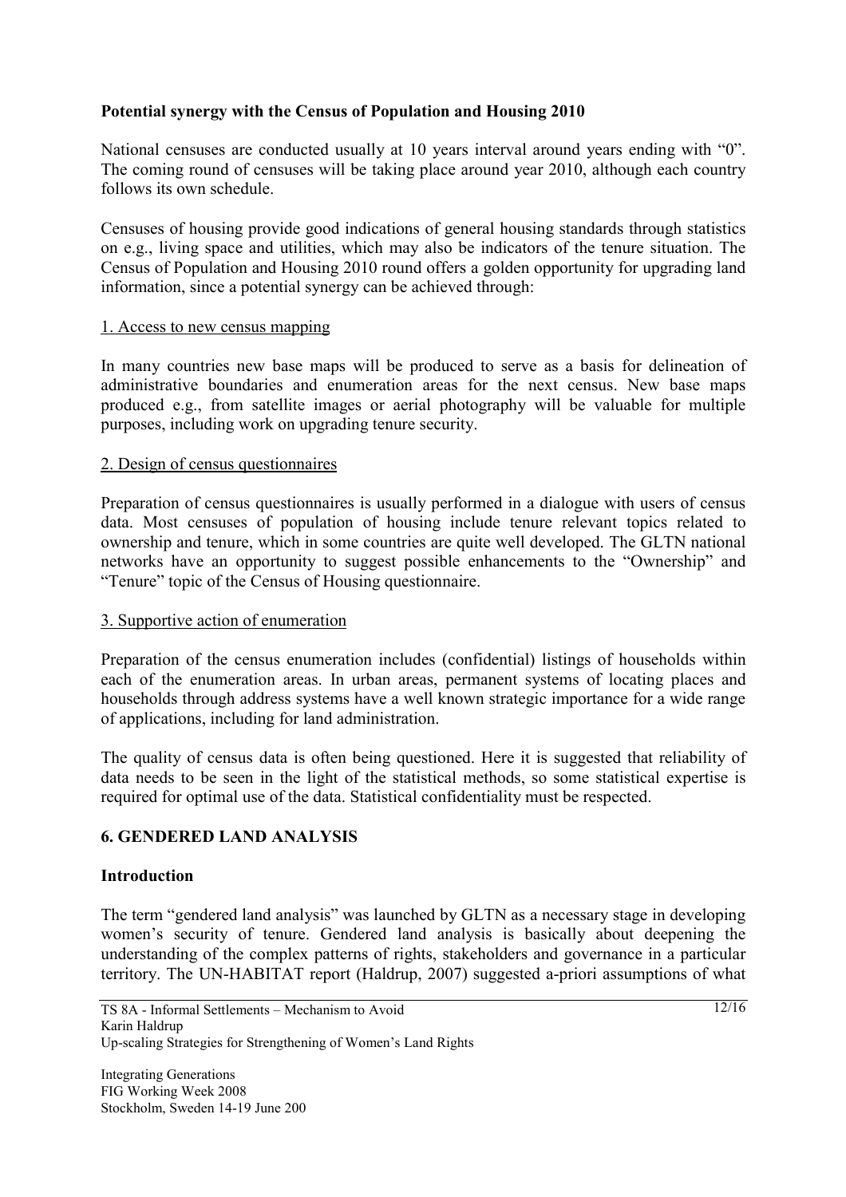**Potential synergy with the Census of Population and Housing 2010**

National censuses are conducted usually at 10 years interval around years ending with "0". The coming round of censuses will be taking place around year 2010, although each country follows its own schedule.

Censuses of housing provide good indications of general housing standards through statistics on e.g., living space and utilities, which may also be indicators of the tenure situation. The Census of Population and Housing 2010 round offers a golden opportunity for upgrading land information, since a potential synergy can be achieved through:

1. Access to new census mapping

In many countries new base maps will be produced to serve as a basis for delineation of administrative boundaries and enumeration areas for the next census. New base maps produced e.g., from satellite images or aerial photography will be valuable for multiple purposes, including work on upgrading tenure security.

2. Design of census questionnaires

Preparation of census questionnaires is usually performed in a dialogue with users of census data. Most censuses of population of housing include tenure relevant topics related to ownership and tenure, which in some countries are quite well developed. The GLTN national networks have an opportunity to suggest possible enhancements to the "Ownership" and "Tenure" topic of the Census of Housing questionnaire.

3. Supportive action of enumeration

Preparation of the census enumeration includes (confidential) listings of households within each of the enumeration areas. In urban areas, permanent systems of locating places and households through address systems have a well known strategic importance for a wide range of applications, including for land administration.

The quality of census data is often being questioned. Here it is suggested that reliability of data needs to be seen in the light of the statistical methods, so some statistical expertise is required for optimal use of the data. Statistical confidentiality must be respected.

## 6. GENDERED LAND ANALYSIS

### Introduction

The term "gendered land analysis" was launched by GLTN as a necessary stage in developing women's security of tenure. Gendered land analysis is basically about deepening the understanding of the complex patterns of rights, stakeholders and governance in a particular territory. The UN-HABITAT report (Haldrup, 2007) suggested a-priori assumptions of what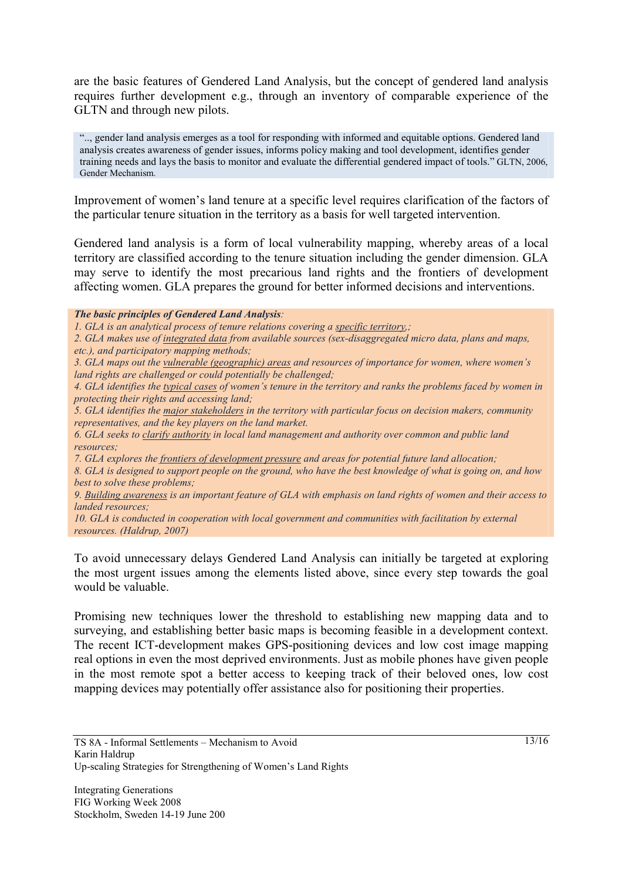are the basic features of Gendered Land Analysis, but the concept of gendered land analysis requires further development e.g., through an inventory of comparable experience of the GLTN and through new pilots.

> ".., gender land analysis emerges as a tool for responding with informed and equitable options. Gendered land analysis creates awareness of gender issues, informs policy making and tool development, identifies gender training needs and lays the basis to monitor and evaluate the differential gendered impact of tools." GLTN, 2006, Gender Mechanism.

Improvement of women's land tenure at a specific level requires clarification of the factors of the particular tenure situation in the territory as a basis for well targeted intervention.

Gendered land analysis is a form of local vulnerability mapping, whereby areas of a local territory are classified according to the tenure situation including the gender dimension. GLA may serve to identify the most precarious land rights and the frontiers of development affecting women. GLA prepares the ground for better informed decisions and interventions.

***The basic principles of Gendered Land Analysis*:**

*1. GLA is an analytical process of tenure relations covering a <u>specific territory</u>,;*
*2. GLA makes use of <u>integrated data</u> from available sources (sex-disaggregated micro data, plans and maps, etc.), and participatory mapping methods;*
*3. GLA maps out the <u>vulnerable (geographic) areas</u> and resources of importance for women, where women's land rights are challenged or could potentially be challenged;*
*4. GLA identifies the <u>typical cases</u> of women's tenure in the territory and ranks the problems faced by women in protecting their rights and accessing land;*
*5. GLA identifies the <u>major stakeholders</u> in the territory with particular focus on decision makers, community representatives, and the key players on the land market.*
*6. GLA seeks to <u>clarify authority</u> in local land management and authority over common and public land resources;*
*7. GLA explores the <u>frontiers of development pressure</u> and areas for potential future land allocation;*
*8. GLA is designed to support people on the ground, who have the best knowledge of what is going on, and how best to solve these problems;*
*9. <u>Building awareness</u> is an important feature of GLA with emphasis on land rights of women and their access to landed resources;*
*10. GLA is conducted in cooperation with local government and communities with facilitation by external resources. (Haldrup, 2007)*

To avoid unnecessary delays Gendered Land Analysis can initially be targeted at exploring the most urgent issues among the elements listed above, since every step towards the goal would be valuable.

Promising new techniques lower the threshold to establishing new mapping data and to surveying, and establishing better basic maps is becoming feasible in a development context. The recent ICT-development makes GPS-positioning devices and low cost image mapping real options in even the most deprived environments. Just as mobile phones have given people in the most remote spot a better access to keeping track of their beloved ones, low cost mapping devices may potentially offer assistance also for positioning their properties.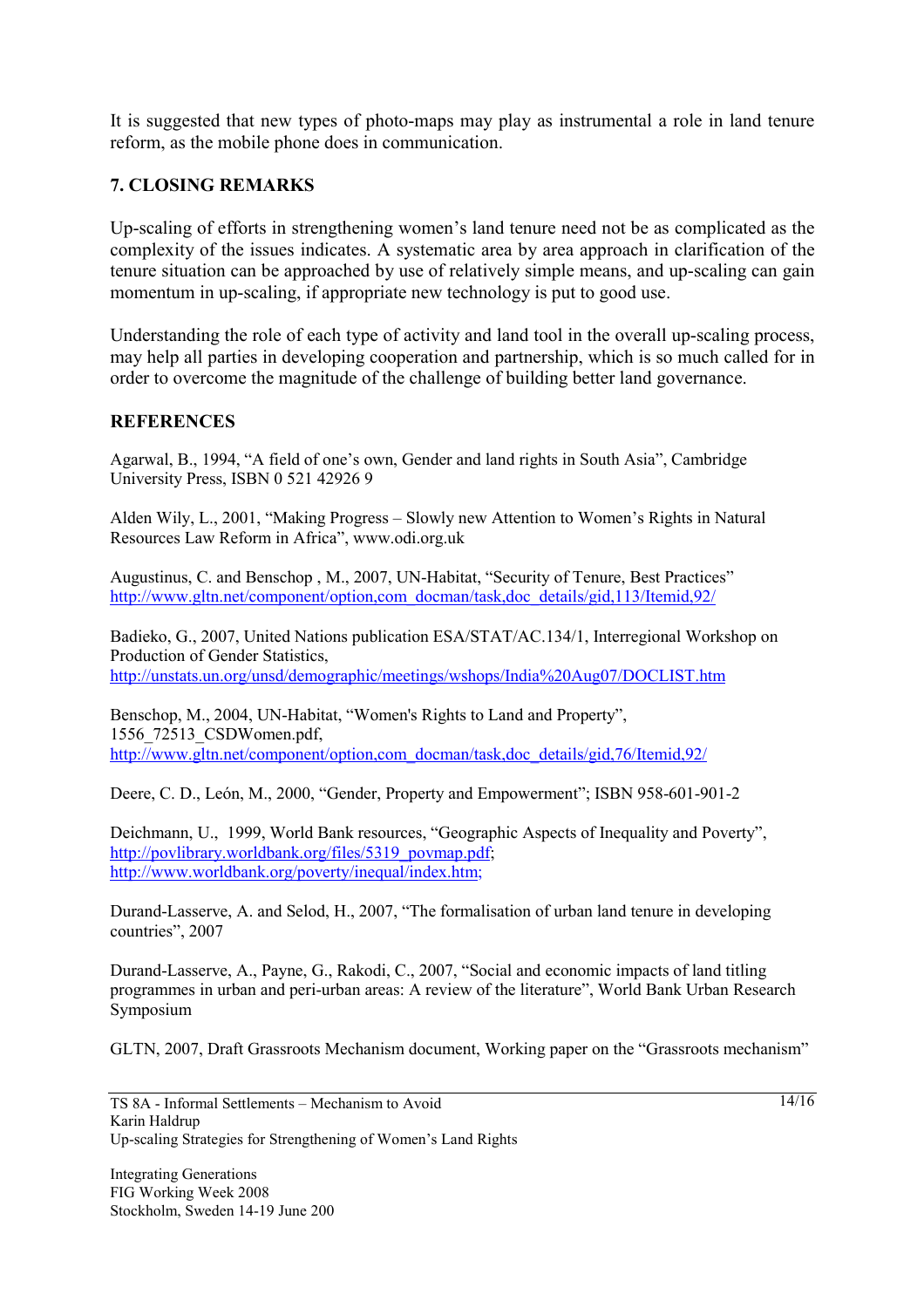It is suggested that new types of photo-maps may play as instrumental a role in land tenure reform, as the mobile phone does in communication.

## 7. CLOSING REMARKS

Up-scaling of efforts in strengthening women's land tenure need not be as complicated as the complexity of the issues indicates. A systematic area by area approach in clarification of the tenure situation can be approached by use of relatively simple means, and up-scaling can gain momentum in up-scaling, if appropriate new technology is put to good use.

Understanding the role of each type of activity and land tool in the overall up-scaling process, may help all parties in developing cooperation and partnership, which is so much called for in order to overcome the magnitude of the challenge of building better land governance.

## REFERENCES

Agarwal, B., 1994, "A field of one's own, Gender and land rights in South Asia", Cambridge University Press, ISBN 0 521 42926 9

Alden Wily, L., 2001, "Making Progress – Slowly new Attention to Women's Rights in Natural Resources Law Reform in Africa", www.odi.org.uk

Augustinus, C. and Benschop , M., 2007, UN-Habitat, "Security of Tenure, Best Practices" http://www.gltn.net/component/option,com_docman/task,doc_details/gid,113/Itemid,92/

Badieko, G., 2007, United Nations publication ESA/STAT/AC.134/1, Interregional Workshop on Production of Gender Statistics, http://unstats.un.org/unsd/demographic/meetings/wshops/India%20Aug07/DOCLIST.htm

Benschop, M., 2004, UN-Habitat, "Women's Rights to Land and Property", 1556_72513_CSDWomen.pdf, http://www.gltn.net/component/option,com_docman/task,doc_details/gid,76/Itemid,92/

Deere, C. D., León, M., 2000, "Gender, Property and Empowerment"; ISBN 958-601-901-2

Deichmann, U., 1999, World Bank resources, "Geographic Aspects of Inequality and Poverty", http://povlibrary.worldbank.org/files/5319_povmap.pdf; http://www.worldbank.org/poverty/inequal/index.htm;

Durand-Lasserve, A. and Selod, H., 2007, "The formalisation of urban land tenure in developing countries", 2007

Durand-Lasserve, A., Payne, G., Rakodi, C., 2007, "Social and economic impacts of land titling programmes in urban and peri-urban areas: A review of the literature", World Bank Urban Research Symposium

GLTN, 2007, Draft Grassroots Mechanism document, Working paper on the "Grassroots mechanism"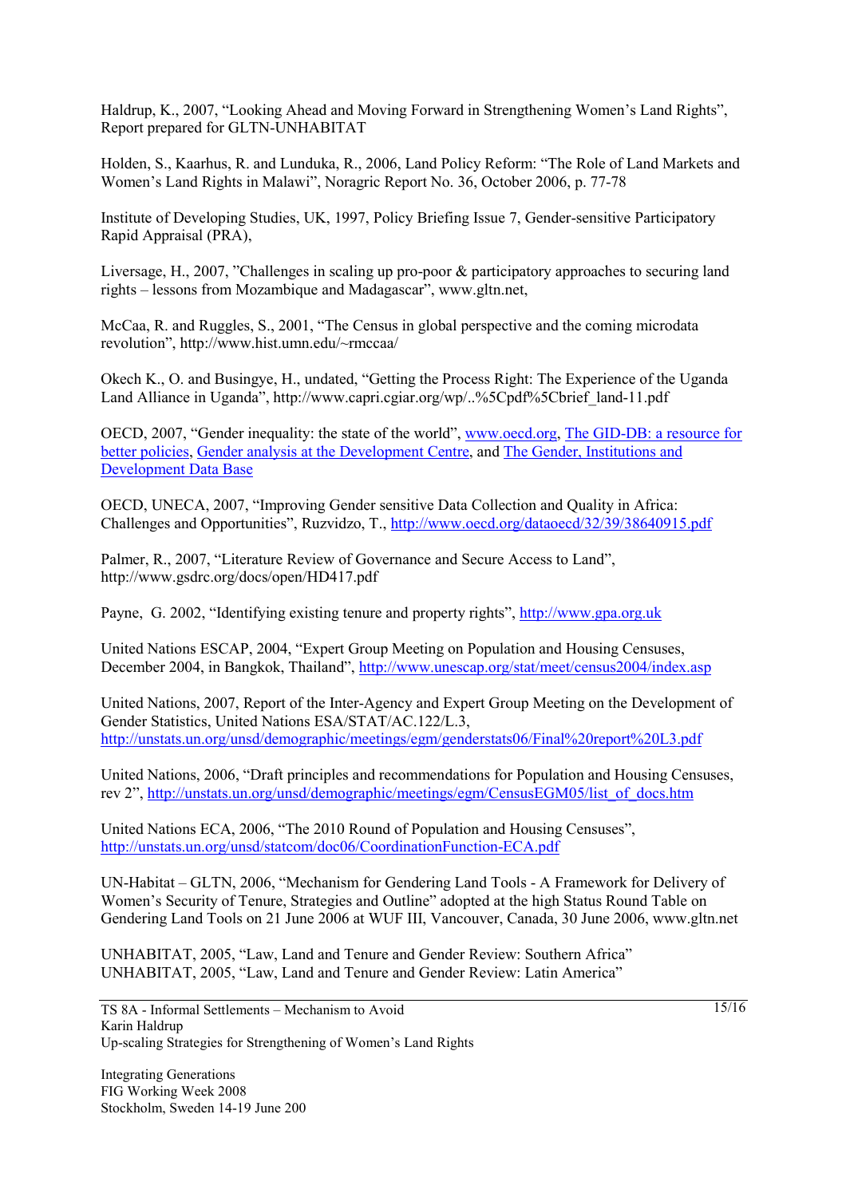Haldrup, K., 2007, "Looking Ahead and Moving Forward in Strengthening Women's Land Rights", Report prepared for GLTN-UNHABITAT

Holden, S., Kaarhus, R. and Lunduka, R., 2006, Land Policy Reform: "The Role of Land Markets and Women's Land Rights in Malawi", Noragric Report No. 36, October 2006, p. 77-78

Institute of Developing Studies, UK, 1997, Policy Briefing Issue 7, Gender-sensitive Participatory Rapid Appraisal (PRA),

Liversage, H., 2007, "Challenges in scaling up pro-poor & participatory approaches to securing land rights – lessons from Mozambique and Madagascar", www.gltn.net,

McCaa, R. and Ruggles, S., 2001, "The Census in global perspective and the coming microdata revolution", http://www.hist.umn.edu/~rmccaa/

Okech K., O. and Busingye, H., undated, "Getting the Process Right: The Experience of the Uganda Land Alliance in Uganda", http://www.capri.cgiar.org/wp/..%5Cpdf%5Cbrief_land-11.pdf

OECD, 2007, "Gender inequality: the state of the world", www.oecd.org, The GID-DB: a resource for better policies, Gender analysis at the Development Centre, and The Gender, Institutions and Development Data Base

OECD, UNECA, 2007, "Improving Gender sensitive Data Collection and Quality in Africa: Challenges and Opportunities", Ruzvidzo, T., http://www.oecd.org/dataoecd/32/39/38640915.pdf

Palmer, R., 2007, "Literature Review of Governance and Secure Access to Land", http://www.gsdrc.org/docs/open/HD417.pdf

Payne, G. 2002, "Identifying existing tenure and property rights", http://www.gpa.org.uk

United Nations ESCAP, 2004, "Expert Group Meeting on Population and Housing Censuses, December 2004, in Bangkok, Thailand", http://www.unescap.org/stat/meet/census2004/index.asp

United Nations, 2007, Report of the Inter-Agency and Expert Group Meeting on the Development of Gender Statistics, United Nations ESA/STAT/AC.122/L.3, http://unstats.un.org/unsd/demographic/meetings/egm/genderstats06/Final%20report%20L3.pdf

United Nations, 2006, "Draft principles and recommendations for Population and Housing Censuses, rev 2", http://unstats.un.org/unsd/demographic/meetings/egm/CensusEGM05/list_of_docs.htm

United Nations ECA, 2006, "The 2010 Round of Population and Housing Censuses", http://unstats.un.org/unsd/statcom/doc06/CoordinationFunction-ECA.pdf

UN-Habitat – GLTN, 2006, "Mechanism for Gendering Land Tools - A Framework for Delivery of Women's Security of Tenure, Strategies and Outline" adopted at the high Status Round Table on Gendering Land Tools on 21 June 2006 at WUF III, Vancouver, Canada, 30 June 2006, www.gltn.net

UNHABITAT, 2005, "Law, Land and Tenure and Gender Review: Southern Africa"
UNHABITAT, 2005, "Law, Land and Tenure and Gender Review: Latin America"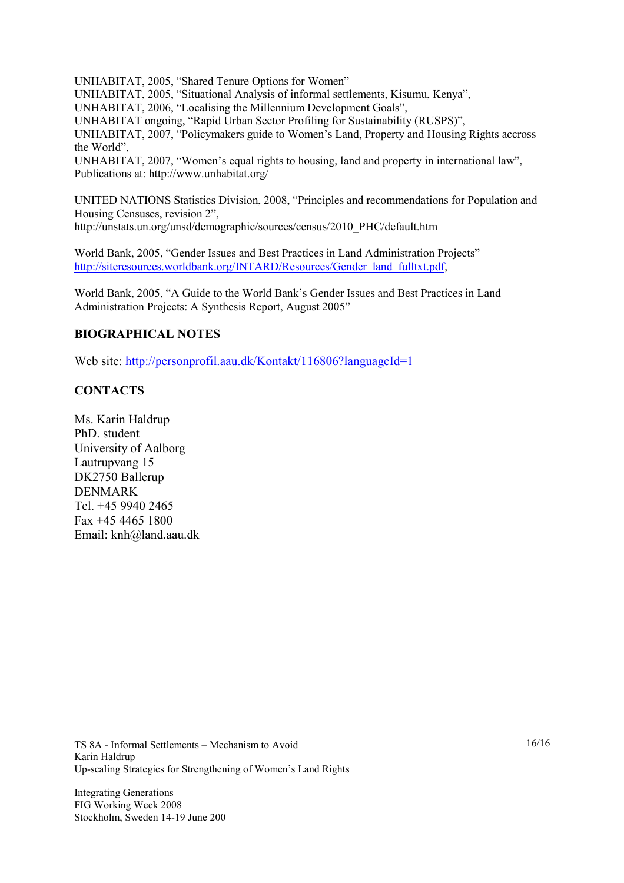UNHABITAT, 2005, "Shared Tenure Options for Women"
UNHABITAT, 2005, "Situational Analysis of informal settlements, Kisumu, Kenya",
UNHABITAT, 2006, "Localising the Millennium Development Goals",
UNHABITAT ongoing, "Rapid Urban Sector Profiling for Sustainability (RUSPS)",
UNHABITAT, 2007, "Policymakers guide to Women's Land, Property and Housing Rights accross the World",
UNHABITAT, 2007, "Women's equal rights to housing, land and property in international law",
Publications at: http://www.unhabitat.org/

UNITED NATIONS Statistics Division, 2008, "Principles and recommendations for Population and Housing Censuses, revision 2",
http://unstats.un.org/unsd/demographic/sources/census/2010_PHC/default.htm

World Bank, 2005, "Gender Issues and Best Practices in Land Administration Projects"
http://siteresources.worldbank.org/INTARD/Resources/Gender_land_fulltxt.pdf,

World Bank, 2005, "A Guide to the World Bank's Gender Issues and Best Practices in Land Administration Projects: A Synthesis Report, August 2005"

## BIOGRAPHICAL NOTES

Web site: http://personprofil.aau.dk/Kontakt/116806?languageId=1

## CONTACTS

Ms. Karin Haldrup
PhD. student
University of Aalborg
Lautrupvang 15
DK2750 Ballerup
DENMARK
Tel. +45 9940 2465
Fax +45 4465 1800
Email: knh@land.aau.dk